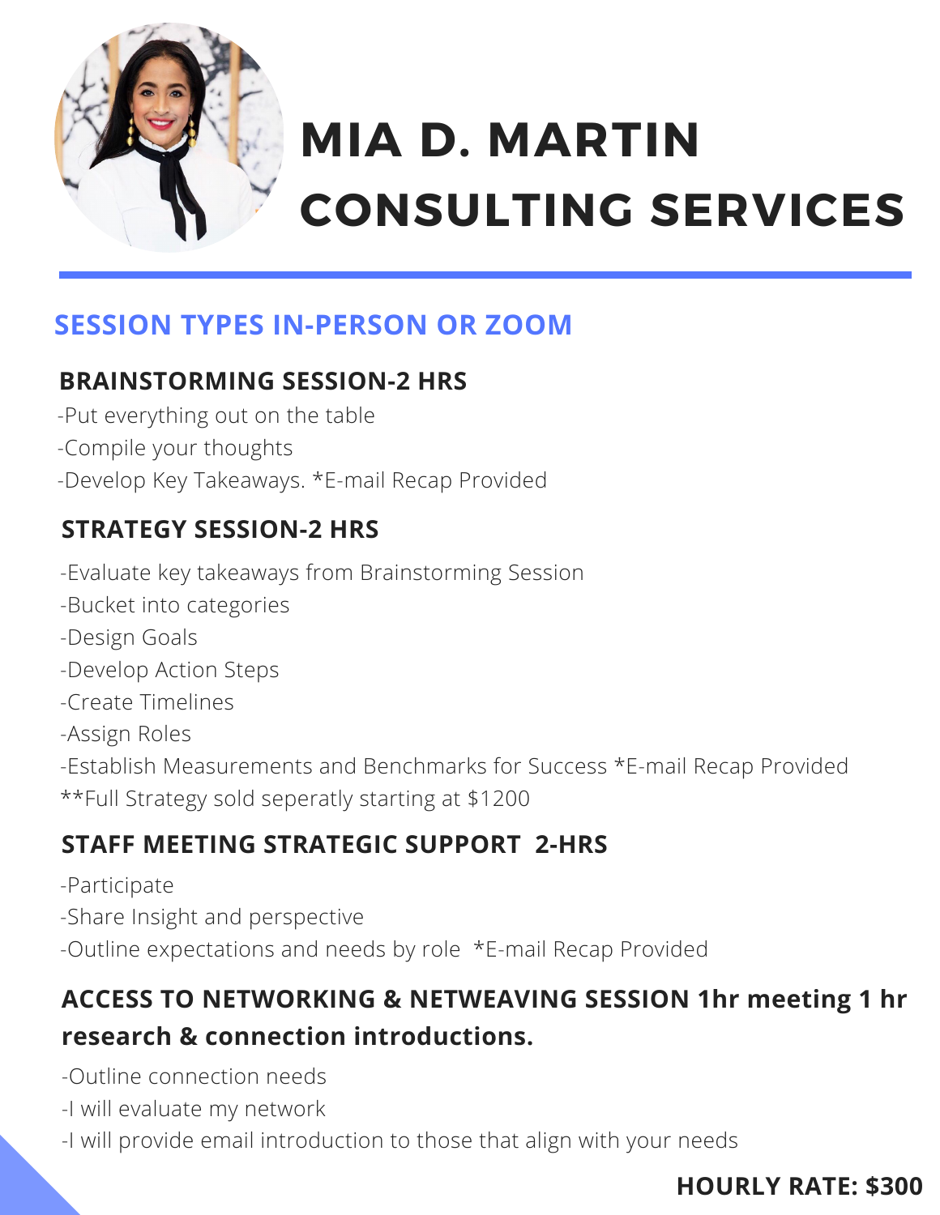# MIA D. MARTIN CONSULTING SERVICES

## SESSION TYPES IN-PERSON OR ZOOM

### BRAINSTORMING SESSION-2 HRS

-Put everything out on the table

-Compile your thoughts

-Develop Key Takeaways. *E-mail Recap Provided

### STRATEGY SESSION-2 HRS

-Evaluate key takeaways from Brainstorming Session

-Bucket into categories

-Design Goals

-Develop Action Steps

-Create Timelines

-Assign Roles

-Establish Measurements and Benchmarks for Success *E-mail Recap Provided

**Full Strategy sold seperatly starting at $1200

### STAFF MEETING STRATEGIC SUPPORT 2-HRS

-Participate

-Share Insight and perspective

-Outline expectations and needs by role *E-mail Recap Provided

### ACCESS TO NETWORKING & NETWEAVING SESSION 1hr meeting 1 hr research & connection introductions.

-Outline connection needs

-I will evaluate my network

-I will provide email introduction to those that align with your needs

**HOURLY RATE: $300**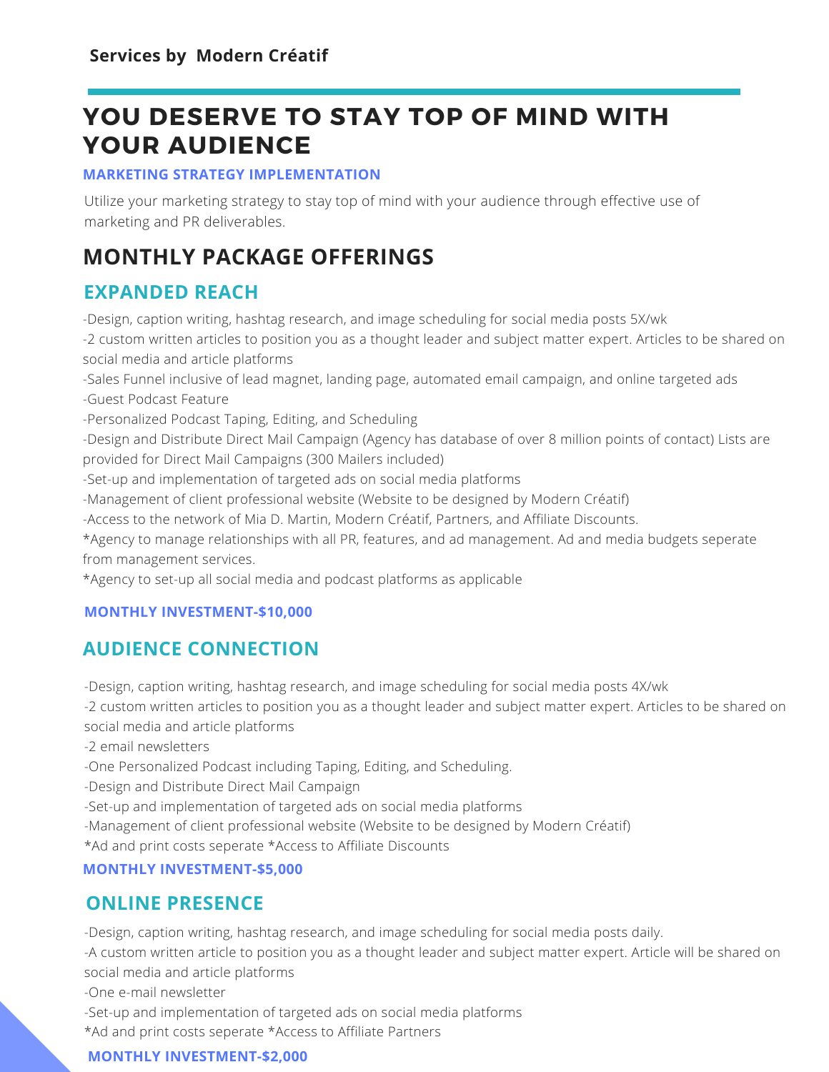**Services by Modern Créatif**

# YOU DESERVE TO STAY TOP OF MIND WITH YOUR AUDIENCE

**MARKETING STRATEGY IMPLEMENTATION**

Utilize your marketing strategy to stay top of mind with your audience through effective use of marketing and PR deliverables.

## MONTHLY PACKAGE OFFERINGS

### EXPANDED REACH

-Design, caption writing, hashtag research, and image scheduling for social media posts 5X/wk
-2 custom written articles to position you as a thought leader and subject matter expert. Articles to be shared on social media and article platforms
-Sales Funnel inclusive of lead magnet, landing page, automated email campaign, and online targeted ads
-Guest Podcast Feature
-Personalized Podcast Taping, Editing, and Scheduling
-Design and Distribute Direct Mail Campaign (Agency has database of over 8 million points of contact) Lists are provided for Direct Mail Campaigns (300 Mailers included)
-Set-up and implementation of targeted ads on social media platforms
-Management of client professional website (Website to be designed by Modern Créatif)
-Access to the network of Mia D. Martin, Modern Créatif, Partners, and Affiliate Discounts.
*Agency to manage relationships with all PR, features, and ad management. Ad and media budgets seperate from management services.
*Agency to set-up all social media and podcast platforms as applicable

**MONTHLY INVESTMENT-$10,000**

### AUDIENCE CONNECTION

-Design, caption writing, hashtag research, and image scheduling for social media posts 4X/wk
-2 custom written articles to position you as a thought leader and subject matter expert. Articles to be shared on social media and article platforms
-2 email newsletters
-One Personalized Podcast including Taping, Editing, and Scheduling.
-Design and Distribute Direct Mail Campaign
-Set-up and implementation of targeted ads on social media platforms
-Management of client professional website (Website to be designed by Modern Créatif)
*Ad and print costs seperate *Access to Affiliate Discounts

**MONTHLY INVESTMENT-$5,000**

### ONLINE PRESENCE

-Design, caption writing, hashtag research, and image scheduling for social media posts daily.
-A custom written article to position you as a thought leader and subject matter expert. Article will be shared on social media and article platforms
-One e-mail newsletter
-Set-up and implementation of targeted ads on social media platforms
*Ad and print costs seperate *Access to Affiliate Partners

**MONTHLY INVESTMENT-$2,000**